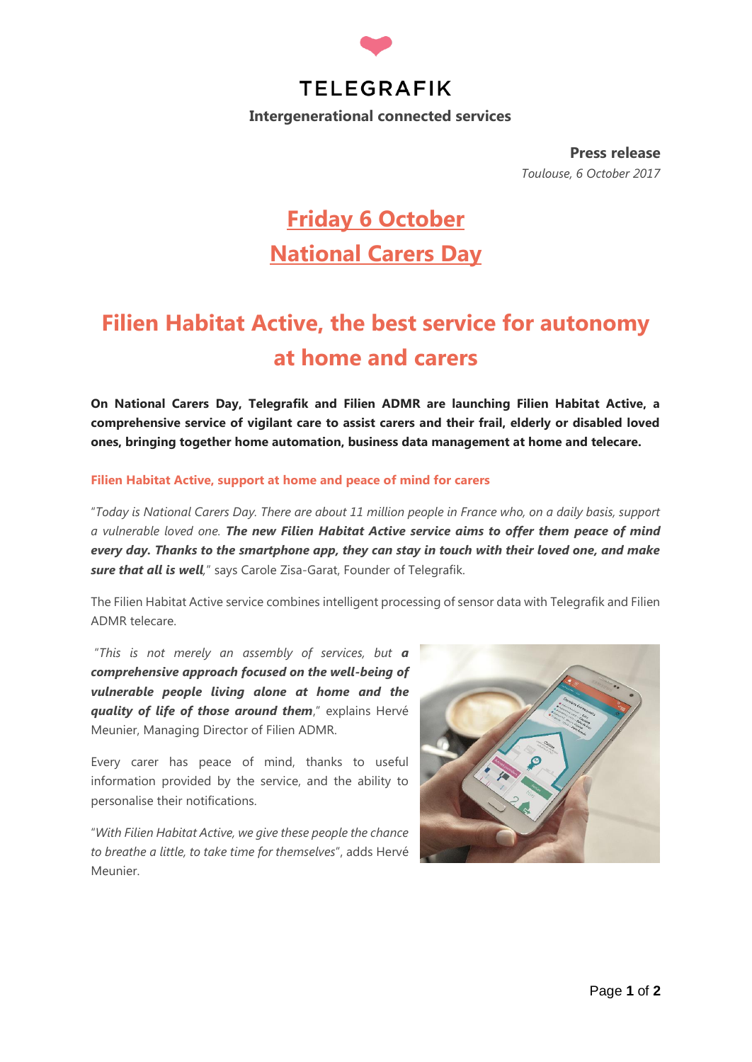TELEGRAFIK

**Intergenerational connected services**

**Press release**

*Toulouse, 6 October 2017*

# Friday 6 October
# National Carers Day

# Filien Habitat Active, the best service for autonomy at home and carers

**On National Carers Day, Telegrafik and Filien ADMR are launching Filien Habitat Active, a comprehensive service of vigilant care to assist carers and their frail, elderly or disabled loved ones, bringing together home automation, business data management at home and telecare.**

### Filien Habitat Active, support at home and peace of mind for carers

"*Today is National Carers Day. There are about 11 million people in France who, on a daily basis, support a vulnerable loved one.* ***The new Filien Habitat Active service aims to offer them peace of mind every day. Thanks to the smartphone app, they can stay in touch with their loved one, and make sure that all is well***," says Carole Zisa-Garat, Founder of Telegrafik.

The Filien Habitat Active service combines intelligent processing of sensor data with Telegrafik and Filien ADMR telecare.

"*This is not merely an assembly of services, but* ***a comprehensive approach focused on the well-being of vulnerable people living alone at home and the quality of life of those around them***," explains Hervé Meunier, Managing Director of Filien ADMR.

Every carer has peace of mind, thanks to useful information provided by the service, and the ability to personalise their notifications.

"*With Filien Habitat Active, we give these people the chance to breathe a little, to take time for themselves*", adds Hervé Meunier.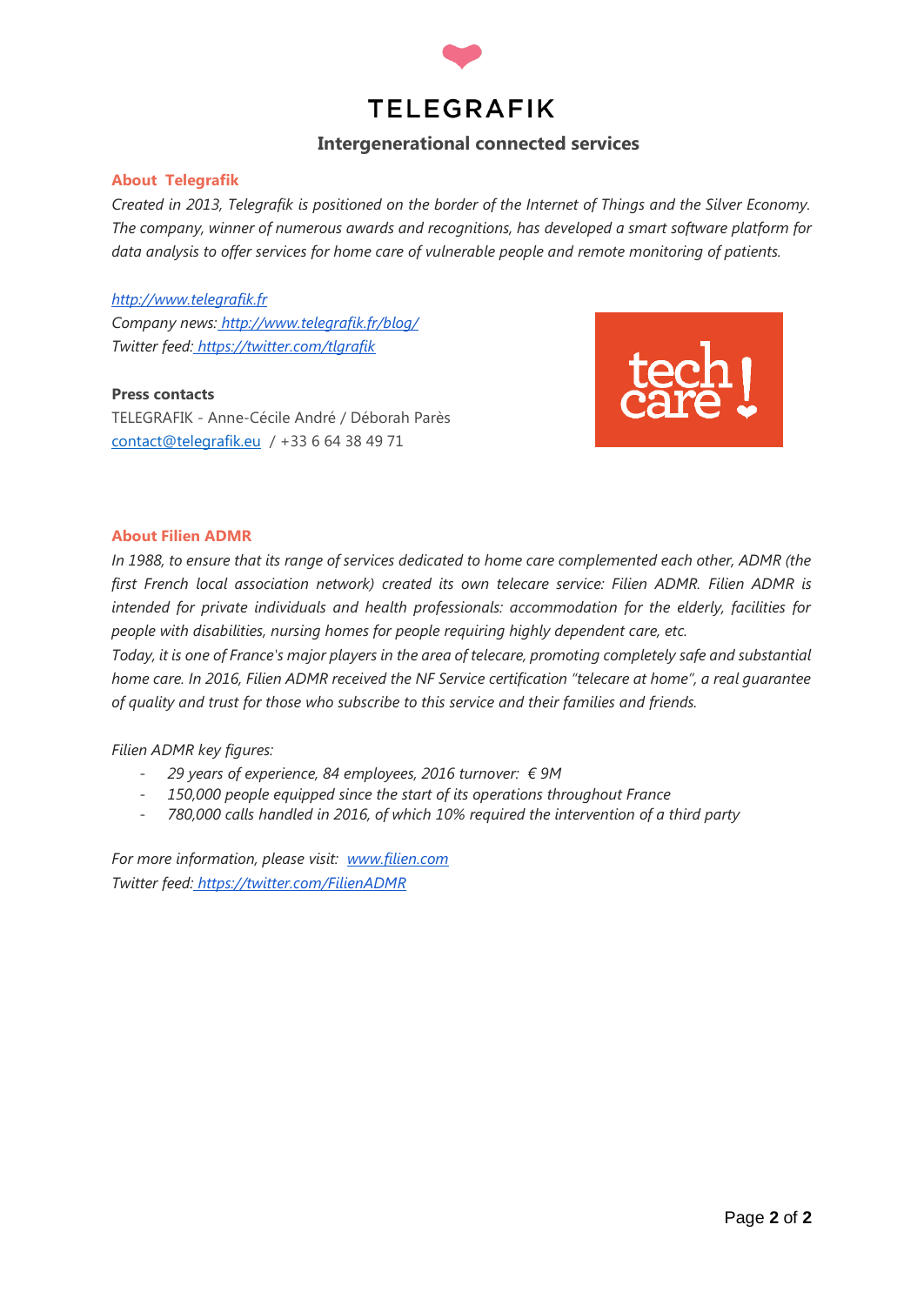# TELEGRAFIK

**Intergenerational connected services**

### About Telegrafik

*Created in 2013, Telegrafik is positioned on the border of the Internet of Things and the Silver Economy. The company, winner of numerous awards and recognitions, has developed a smart software platform for data analysis to offer services for home care of vulnerable people and remote monitoring of patients.*

*http://www.telegrafik.fr*
*Company news: http://www.telegrafik.fr/blog/*
*Twitter feed: https://twitter.com/tlgrafik*

**Press contacts**
TELEGRAFIK - Anne-Cécile André / Déborah Parès
contact@telegrafik.eu / +33 6 64 38 49 71

tech care !

### About Filien ADMR

*In 1988, to ensure that its range of services dedicated to home care complemented each other, ADMR (the first French local association network) created its own telecare service: Filien ADMR. Filien ADMR is intended for private individuals and health professionals: accommodation for the elderly, facilities for people with disabilities, nursing homes for people requiring highly dependent care, etc.*
*Today, it is one of France's major players in the area of telecare, promoting completely safe and substantial home care. In 2016, Filien ADMR received the NF Service certification "telecare at home", a real guarantee of quality and trust for those who subscribe to this service and their families and friends.*

*Filien ADMR key figures:*

- *29 years of experience, 84 employees, 2016 turnover: € 9M*
- *150,000 people equipped since the start of its operations throughout France*
- *780,000 calls handled in 2016, of which 10% required the intervention of a third party*

*For more information, please visit: www.filien.com*
*Twitter feed: https://twitter.com/FilienADMR*